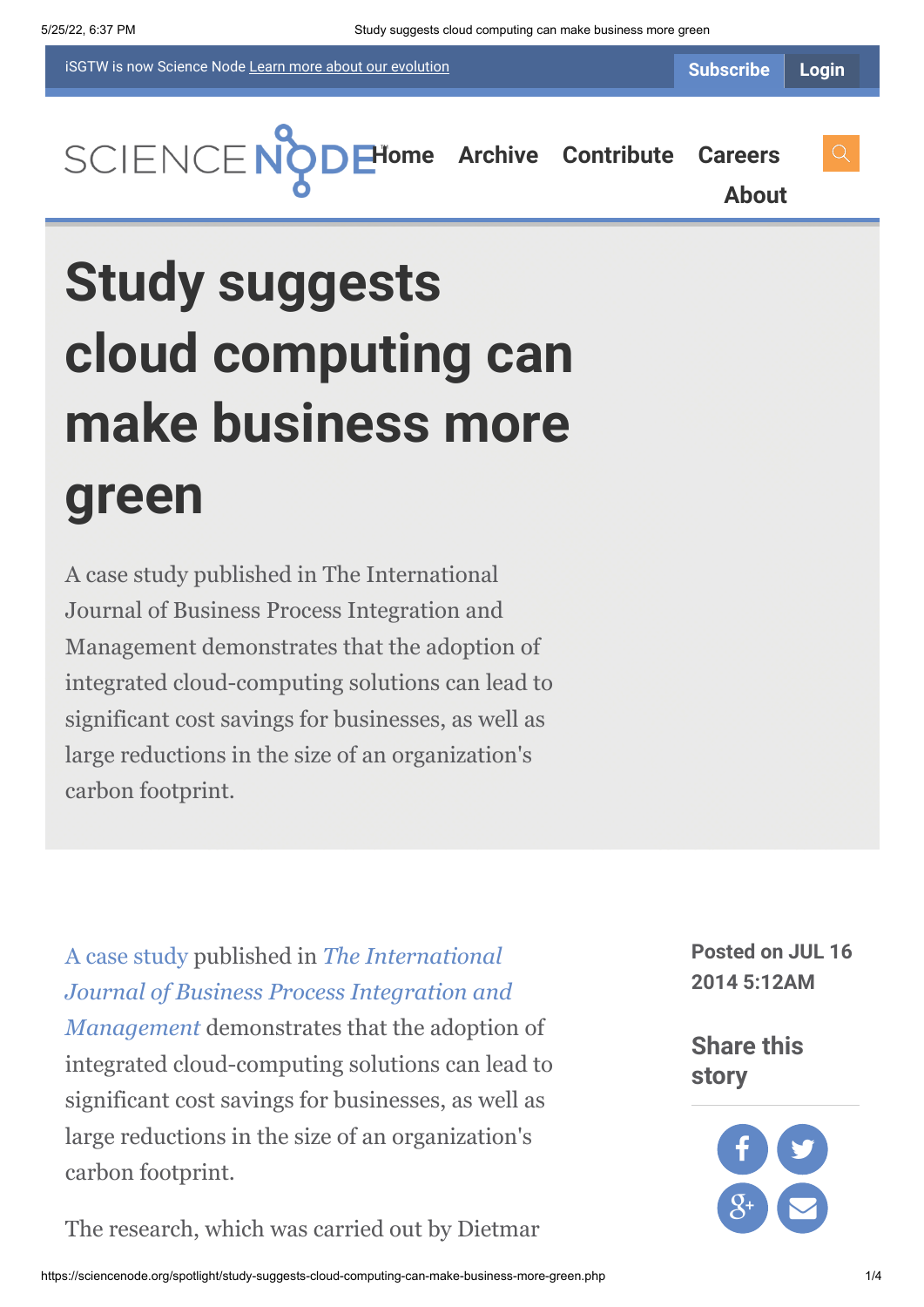iSGTW is now Science Node Learn more about our evolution

Subscribe Login

Home Archive Contribute Careers About

# Study suggests cloud computing can make business more green

A case study published in The International Journal of Business Process Integration and Management demonstrates that the adoption of integrated cloud-computing solutions can lead to significant cost savings for businesses, as well as large reductions in the size of an organization's carbon footprint.

A case study published in *The International Journal of Business Process Integration and Management* demonstrates that the adoption of integrated cloud-computing solutions can lead to significant cost savings for businesses, as well as large reductions in the size of an organization's carbon footprint.

**Posted on JUL 16 2014 5:12AM**

**Share this story**

The research, which was carried out by Dietmar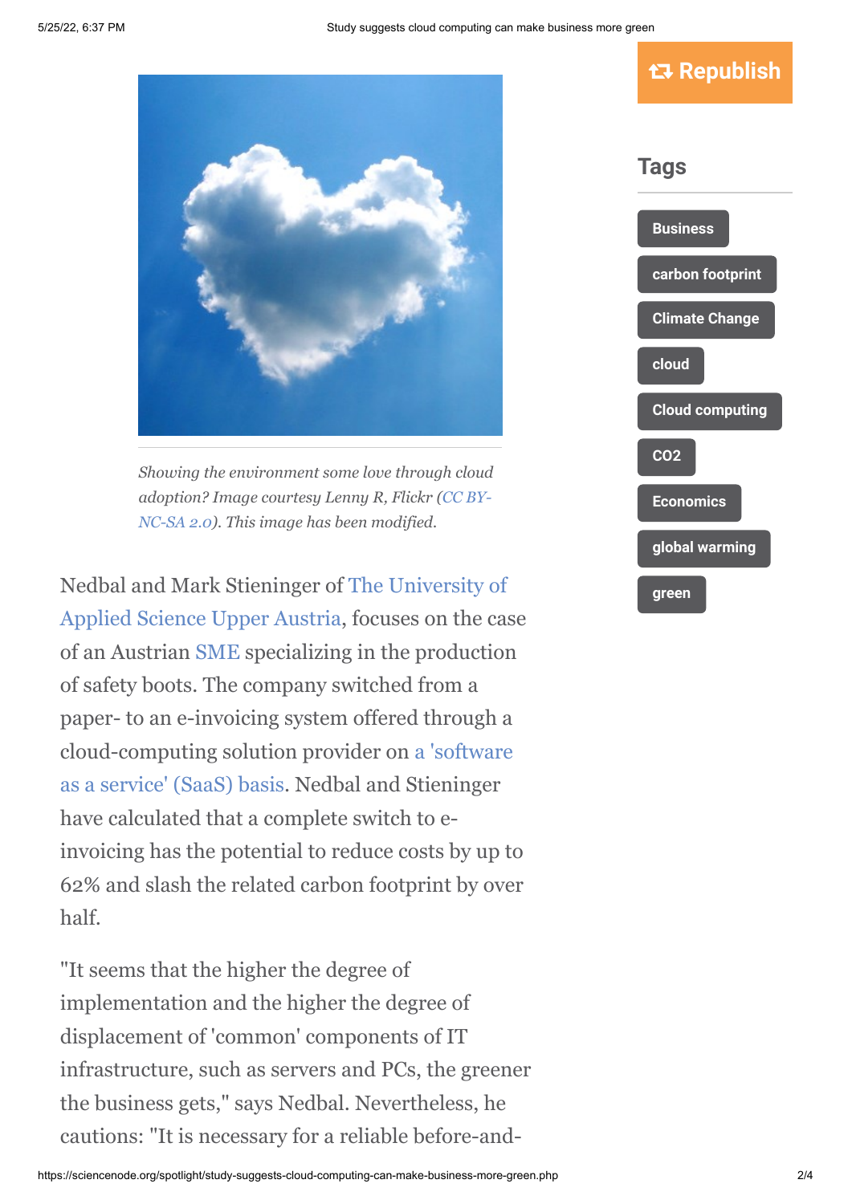Showing the environment some love through cloud adoption? Image courtesy Lenny R, Flickr (CC BY-NC-SA 2.0). This image has been modified.

Nedbal and Mark Stieninger of The University of Applied Science Upper Austria, focuses on the case of an Austrian SME specializing in the production of safety boots. The company switched from a paper- to an e-invoicing system offered through a cloud-computing solution provider on a 'software as a service' (SaaS) basis. Nedbal and Stieninger have calculated that a complete switch to e-invoicing has the potential to reduce costs by up to 62% and slash the related carbon footprint by over half.

"It seems that the higher the degree of implementation and the higher the degree of displacement of 'common' components of IT infrastructure, such as servers and PCs, the greener the business gets," says Nedbal. Nevertheless, he cautions: "It is necessary for a reliable before-and-

Republish

## Tags

- Business
- carbon footprint
- Climate Change
- cloud
- Cloud computing
- CO2
- Economics
- global warming
- green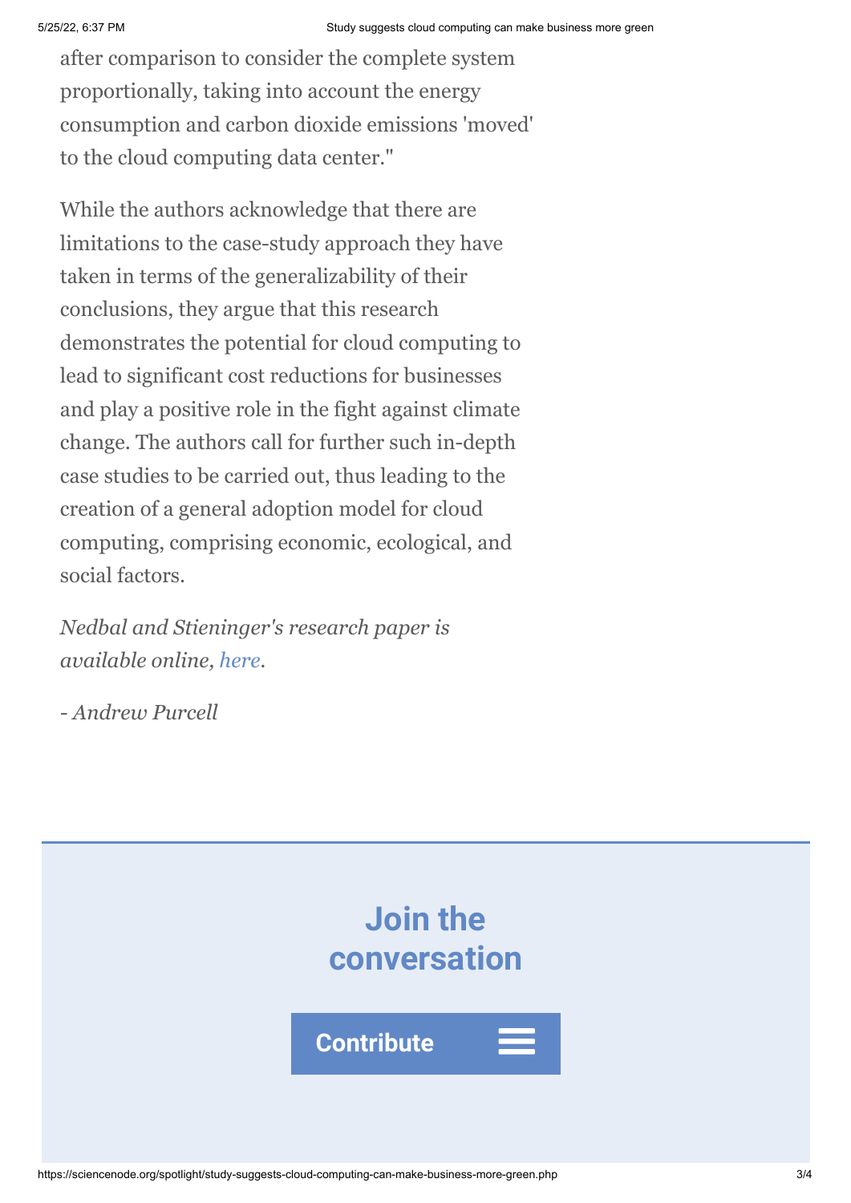after comparison to consider the complete system proportionally, taking into account the energy consumption and carbon dioxide emissions 'moved' to the cloud computing data center."

While the authors acknowledge that there are limitations to the case-study approach they have taken in terms of the generalizability of their conclusions, they argue that this research demonstrates the potential for cloud computing to lead to significant cost reductions for businesses and play a positive role in the fight against climate change. The authors call for further such in-depth case studies to be carried out, thus leading to the creation of a general adoption model for cloud computing, comprising economic, ecological, and social factors.

*Nedbal and Stieninger's research paper is available online, here.*

*- Andrew Purcell*

## Join the conversation

**Contribute**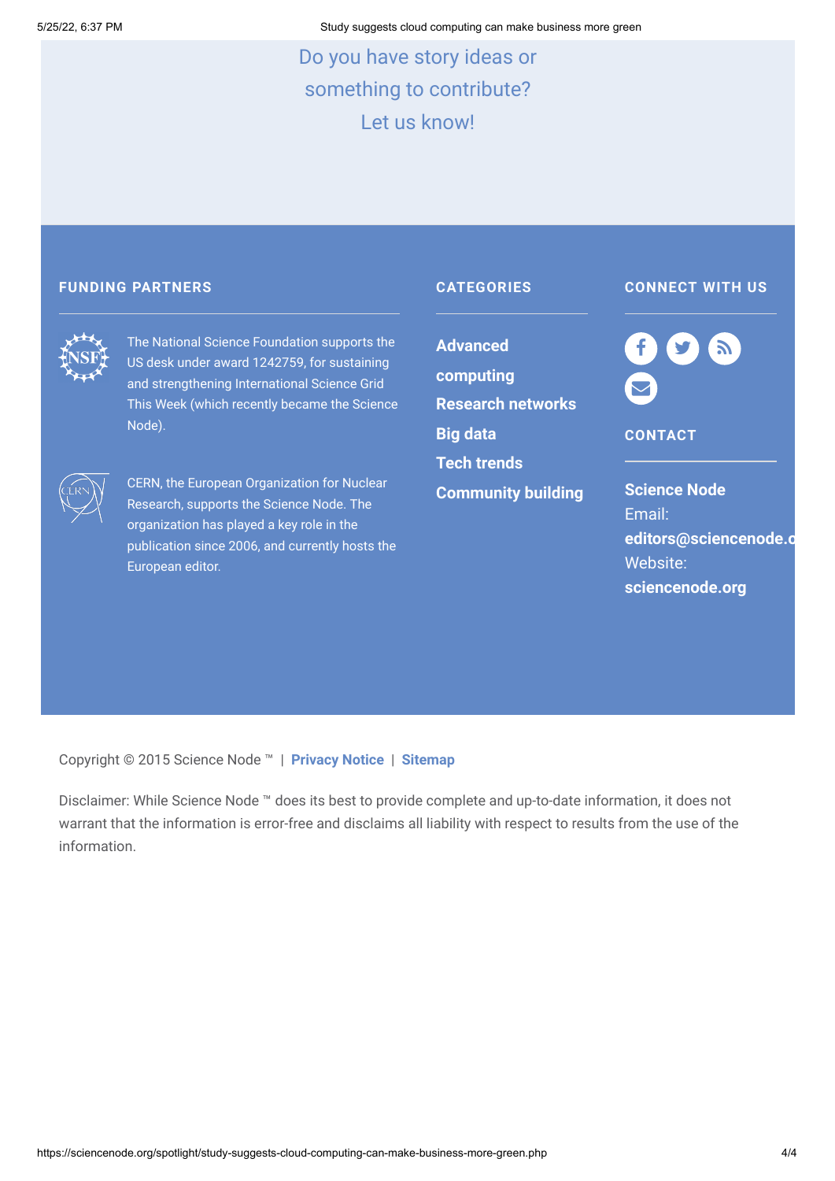Do you have story ideas or something to contribute? Let us know!

## FUNDING PARTNERS

The National Science Foundation supports the US desk under award 1242759, for sustaining and strengthening International Science Grid This Week (which recently became the Science Node).

CERN, the European Organization for Nuclear Research, supports the Science Node. The organization has played a key role in the publication since 2006, and currently hosts the European editor.

## CATEGORIES

**Advanced computing**
**Research networks**
**Big data**
**Tech trends**
**Community building**

## CONNECT WITH US

## CONTACT

**Science Node**
Email:
**editors@sciencenode.o**
Website:
**sciencenode.org**

Copyright © 2015 Science Node ™ | **Privacy Notice** | **Sitemap**

Disclaimer: While Science Node ™ does its best to provide complete and up-to-date information, it does not warrant that the information is error-free and disclaims all liability with respect to results from the use of the information.